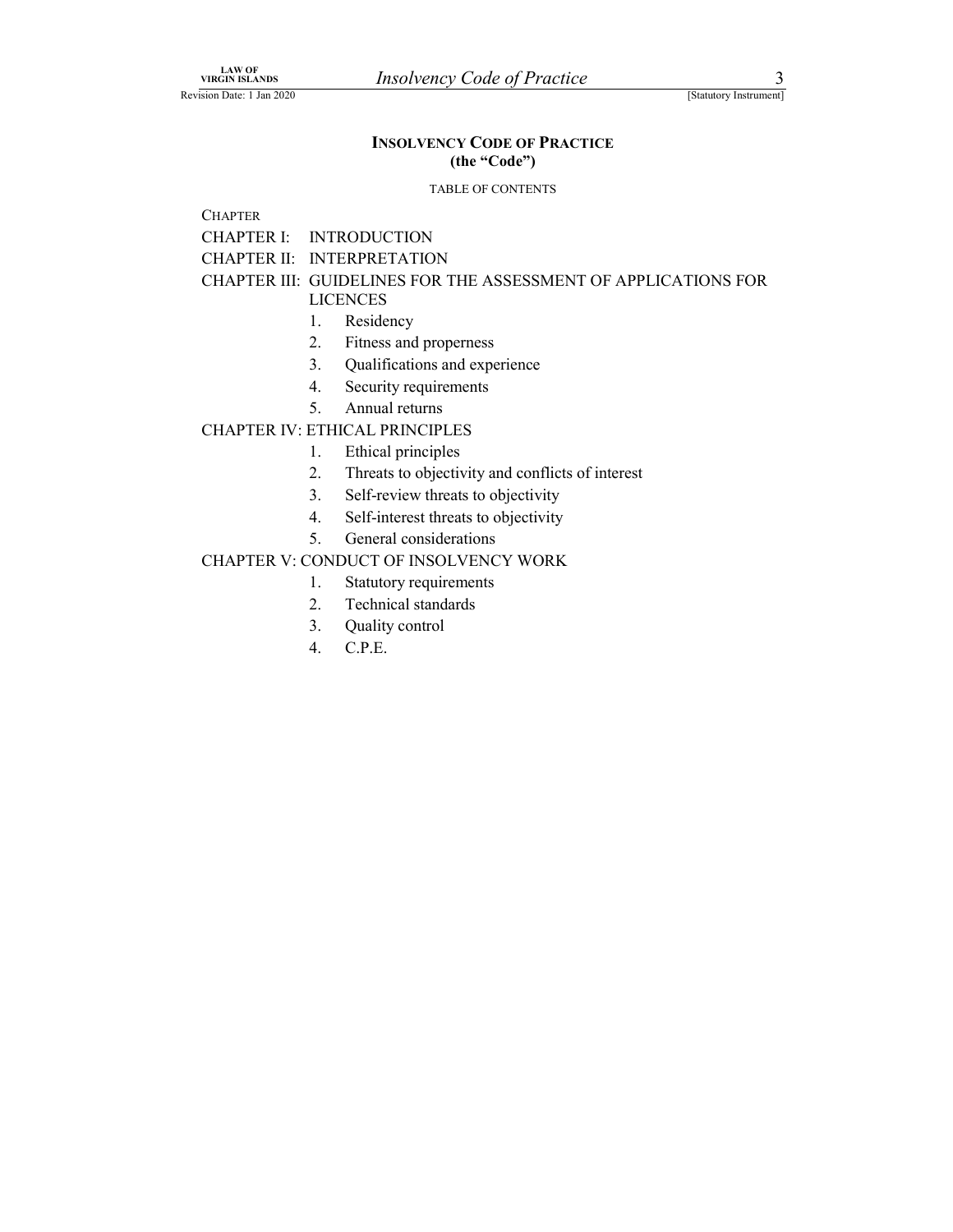# INSOLVENCY CODE OF PRACTICE
## (the "Code")

TABLE OF CONTENTS

CHAPTER

CHAPTER I: INTRODUCTION

CHAPTER II: INTERPRETATION

CHAPTER III: GUIDELINES FOR THE ASSESSMENT OF APPLICATIONS FOR LICENCES

1. Residency
2. Fitness and properness
3. Qualifications and experience
4. Security requirements
5. Annual returns

CHAPTER IV: ETHICAL PRINCIPLES

1. Ethical principles
2. Threats to objectivity and conflicts of interest
3. Self-review threats to objectivity
4. Self-interest threats to objectivity
5. General considerations

CHAPTER V: CONDUCT OF INSOLVENCY WORK

1. Statutory requirements
2. Technical standards
3. Quality control
4. C.P.E.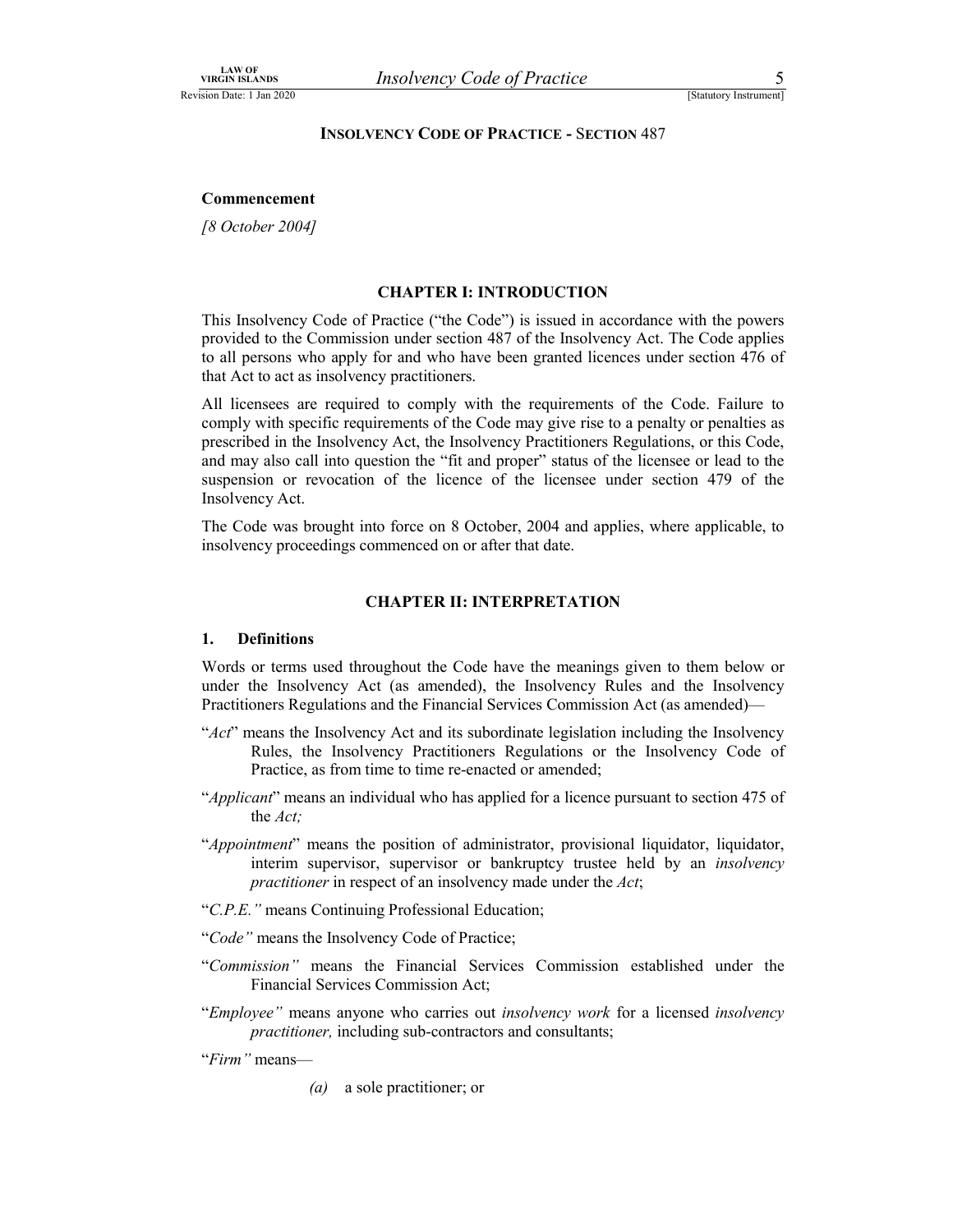**INSOLVENCY CODE OF PRACTICE - SECTION 487**

**Commencement**

*[8 October 2004]*

## CHAPTER I: INTRODUCTION

This Insolvency Code of Practice ("the Code") is issued in accordance with the powers provided to the Commission under section 487 of the Insolvency Act. The Code applies to all persons who apply for and who have been granted licences under section 476 of that Act to act as insolvency practitioners.

All licensees are required to comply with the requirements of the Code. Failure to comply with specific requirements of the Code may give rise to a penalty or penalties as prescribed in the Insolvency Act, the Insolvency Practitioners Regulations, or this Code, and may also call into question the "fit and proper" status of the licensee or lead to the suspension or revocation of the licence of the licensee under section 479 of the Insolvency Act.

The Code was brought into force on 8 October, 2004 and applies, where applicable, to insolvency proceedings commenced on or after that date.

## CHAPTER II: INTERPRETATION

### 1. Definitions

Words or terms used throughout the Code have the meanings given to them below or under the Insolvency Act (as amended), the Insolvency Rules and the Insolvency Practitioners Regulations and the Financial Services Commission Act (as amended)—

"*Act*" means the Insolvency Act and its subordinate legislation including the Insolvency Rules, the Insolvency Practitioners Regulations or the Insolvency Code of Practice, as from time to time re-enacted or amended;

"*Applicant*" means an individual who has applied for a licence pursuant to section 475 of the *Act;*

"*Appointment*" means the position of administrator, provisional liquidator, liquidator, interim supervisor, supervisor or bankruptcy trustee held by an *insolvency practitioner* in respect of an insolvency made under the *Act*;

"*C.P.E.*" means Continuing Professional Education;

"*Code*" means the Insolvency Code of Practice;

"*Commission*" means the Financial Services Commission established under the Financial Services Commission Act;

"*Employee*" means anyone who carries out *insolvency work* for a licensed *insolvency practitioner,* including sub-contractors and consultants;

"*Firm*" means—

*(a)* a sole practitioner; or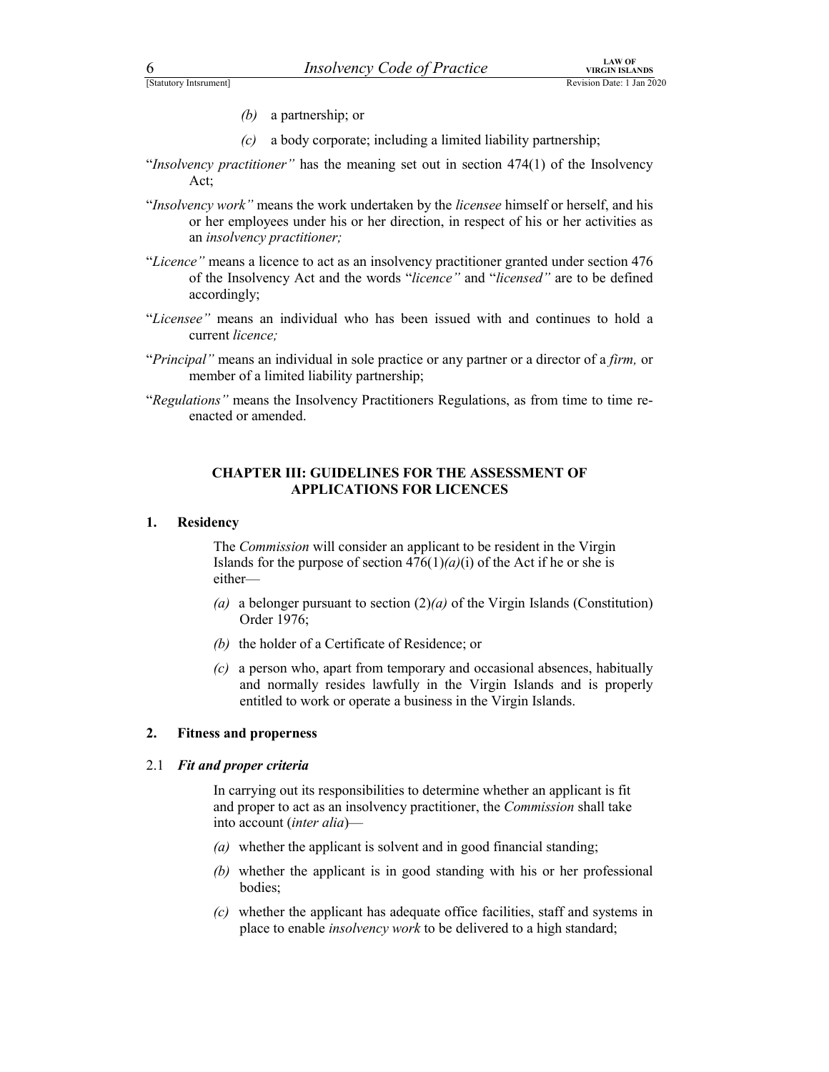*(b)* a partnership; or

*(c)* a body corporate; including a limited liability partnership;

"*Insolvency practitioner"* has the meaning set out in section 474(1) of the Insolvency Act;

"*Insolvency work"* means the work undertaken by the *licensee* himself or herself, and his or her employees under his or her direction, in respect of his or her activities as an *insolvency practitioner;*

"*Licence"* means a licence to act as an insolvency practitioner granted under section 476 of the Insolvency Act and the words "*licence"* and "*licensed"* are to be defined accordingly;

"*Licensee"* means an individual who has been issued with and continues to hold a current *licence;*

"*Principal"* means an individual in sole practice or any partner or a director of a *firm,* or member of a limited liability partnership;

"*Regulations"* means the Insolvency Practitioners Regulations, as from time to time re-enacted or amended.

## CHAPTER III: GUIDELINES FOR THE ASSESSMENT OF APPLICATIONS FOR LICENCES

### 1. Residency

The *Commission* will consider an applicant to be resident in the Virgin Islands for the purpose of section 476(1)*(a)*(i) of the Act if he or she is either—

*(a)* a belonger pursuant to section (2)*(a)* of the Virgin Islands (Constitution) Order 1976;

*(b)* the holder of a Certificate of Residence; or

*(c)* a person who, apart from temporary and occasional absences, habitually and normally resides lawfully in the Virgin Islands and is properly entitled to work or operate a business in the Virgin Islands.

### 2. Fitness and properness

#### 2.1 *Fit and proper criteria*

In carrying out its responsibilities to determine whether an applicant is fit and proper to act as an insolvency practitioner, the *Commission* shall take into account (*inter alia*)—

*(a)* whether the applicant is solvent and in good financial standing;

*(b)* whether the applicant is in good standing with his or her professional bodies;

*(c)* whether the applicant has adequate office facilities, staff and systems in place to enable *insolvency work* to be delivered to a high standard;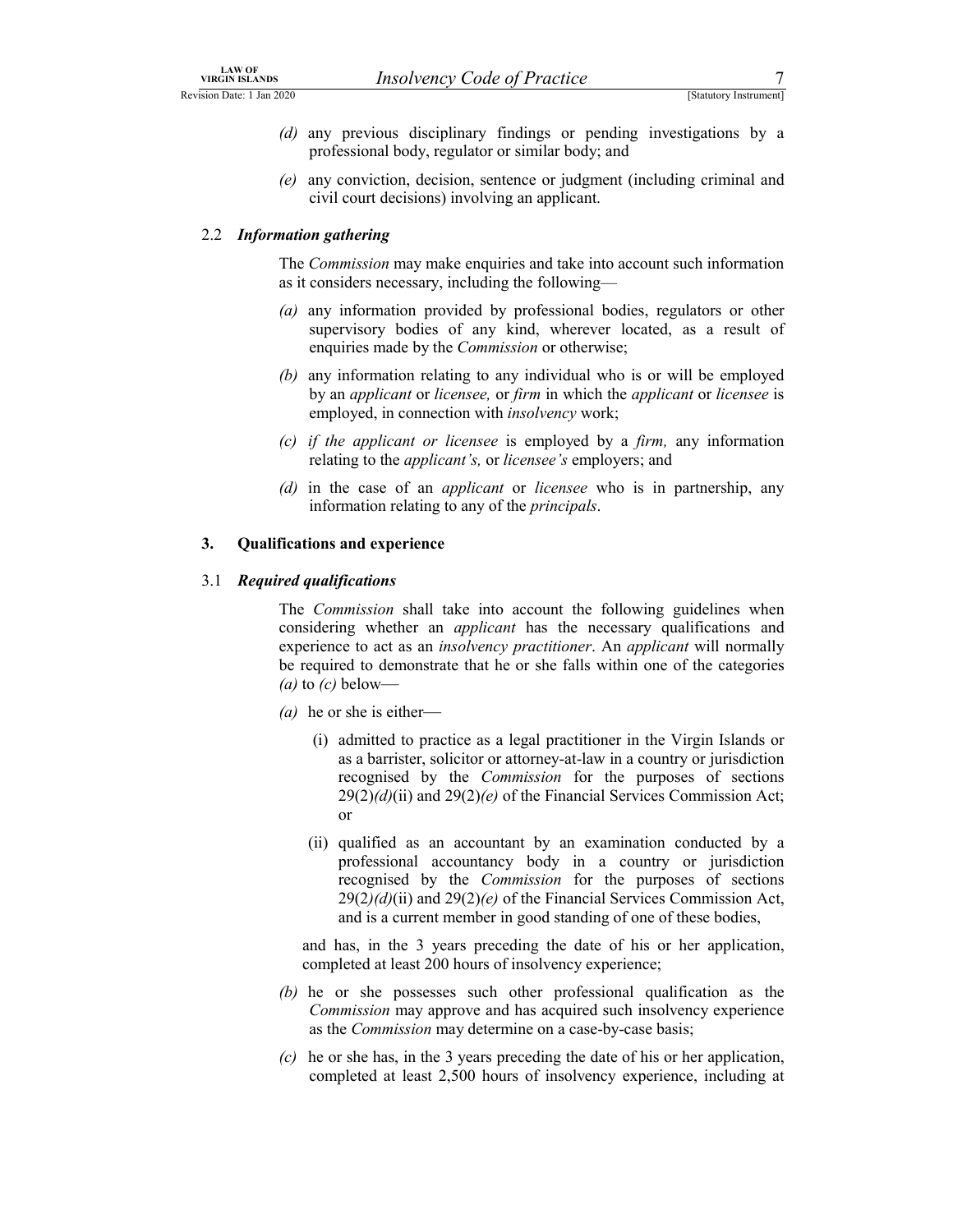*(d)* any previous disciplinary findings or pending investigations by a professional body, regulator or similar body; and

*(e)* any conviction, decision, sentence or judgment (including criminal and civil court decisions) involving an applicant.

2.2 ***Information gathering***

The *Commission* may make enquiries and take into account such information as it considers necessary, including the following—

*(a)* any information provided by professional bodies, regulators or other supervisory bodies of any kind, wherever located, as a result of enquiries made by the *Commission* or otherwise;

*(b)* any information relating to any individual who is or will be employed by an *applicant* or *licensee,* or *firm* in which the *applicant* or *licensee* is employed, in connection with *insolvency* work;

*(c)* *if the applicant or licensee* is employed by a *firm,* any information relating to the *applicant's,* or *licensee's* employers; and

*(d)* in the case of an *applicant* or *licensee* who is in partnership, any information relating to any of the *principals*.

**3. Qualifications and experience**

3.1 ***Required qualifications***

The *Commission* shall take into account the following guidelines when considering whether an *applicant* has the necessary qualifications and experience to act as an *insolvency practitioner*. An *applicant* will normally be required to demonstrate that he or she falls within one of the categories *(a)* to *(c)* below—

*(a)* he or she is either—

(i) admitted to practice as a legal practitioner in the Virgin Islands or as a barrister, solicitor or attorney-at-law in a country or jurisdiction recognised by the *Commission* for the purposes of sections 29(2)*(d)*(ii) and 29(2)*(e)* of the Financial Services Commission Act; or

(ii) qualified as an accountant by an examination conducted by a professional accountancy body in a country or jurisdiction recognised by the *Commission* for the purposes of sections 29(2*)(d)*(ii) and 29(2)*(e)* of the Financial Services Commission Act, and is a current member in good standing of one of these bodies,

and has, in the 3 years preceding the date of his or her application, completed at least 200 hours of insolvency experience;

*(b)* he or she possesses such other professional qualification as the *Commission* may approve and has acquired such insolvency experience as the *Commission* may determine on a case-by-case basis;

*(c)* he or she has, in the 3 years preceding the date of his or her application, completed at least 2,500 hours of insolvency experience, including at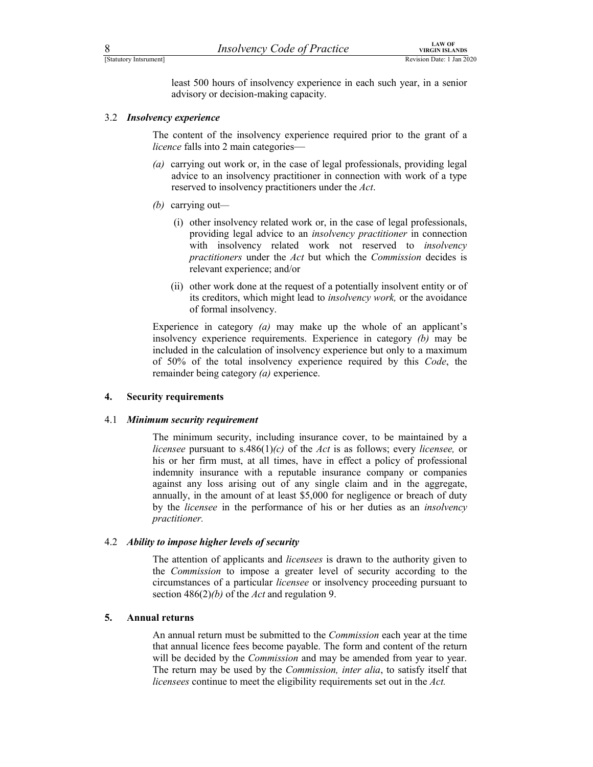least 500 hours of insolvency experience in each such year, in a senior advisory or decision-making capacity.

3.2 ***Insolvency experience***

The content of the insolvency experience required prior to the grant of a *licence* falls into 2 main categories—

*(a)* carrying out work or, in the case of legal professionals, providing legal advice to an insolvency practitioner in connection with work of a type reserved to insolvency practitioners under the *Act*.

*(b)* carrying out—

(i) other insolvency related work or, in the case of legal professionals, providing legal advice to an *insolvency practitioner* in connection with insolvency related work not reserved to *insolvency practitioners* under the *Act* but which the *Commission* decides is relevant experience; and/or

(ii) other work done at the request of a potentially insolvent entity or of its creditors, which might lead to *insolvency work,* or the avoidance of formal insolvency.

Experience in category *(a)* may make up the whole of an applicant's insolvency experience requirements. Experience in category *(b)* may be included in the calculation of insolvency experience but only to a maximum of 50% of the total insolvency experience required by this *Code*, the remainder being category *(a)* experience.

## 4. Security requirements

4.1 ***Minimum security requirement***

The minimum security, including insurance cover, to be maintained by a *licensee* pursuant to s.486(1)*(c)* of the *Act* is as follows; every *licensee,* or his or her firm must, at all times, have in effect a policy of professional indemnity insurance with a reputable insurance company or companies against any loss arising out of any single claim and in the aggregate, annually, in the amount of at least $5,000 for negligence or breach of duty by the *licensee* in the performance of his or her duties as an *insolvency practitioner.*

4.2 ***Ability to impose higher levels of security***

The attention of applicants and *licensees* is drawn to the authority given to the *Commission* to impose a greater level of security according to the circumstances of a particular *licensee* or insolvency proceeding pursuant to section 486(2)*(b)* of the *Act* and regulation 9.

## 5. Annual returns

An annual return must be submitted to the *Commission* each year at the time that annual licence fees become payable. The form and content of the return will be decided by the *Commission* and may be amended from year to year. The return may be used by the *Commission, inter alia*, to satisfy itself that *licensees* continue to meet the eligibility requirements set out in the *Act.*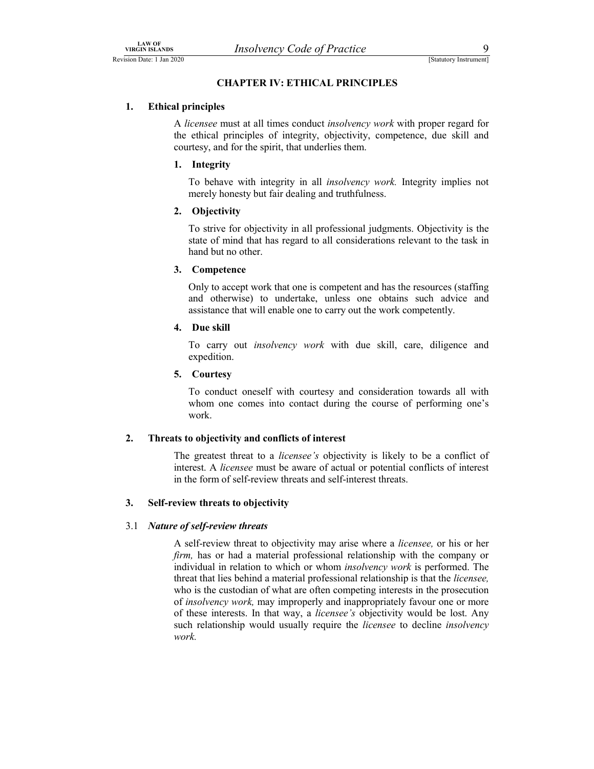## CHAPTER IV: ETHICAL PRINCIPLES

**1. Ethical principles**

A *licensee* must at all times conduct *insolvency work* with proper regard for the ethical principles of integrity, objectivity, competence, due skill and courtesy, and for the spirit, that underlies them.

**1. Integrity**

To behave with integrity in all *insolvency work.* Integrity implies not merely honesty but fair dealing and truthfulness.

**2. Objectivity**

To strive for objectivity in all professional judgments. Objectivity is the state of mind that has regard to all considerations relevant to the task in hand but no other.

**3. Competence**

Only to accept work that one is competent and has the resources (staffing and otherwise) to undertake, unless one obtains such advice and assistance that will enable one to carry out the work competently.

**4. Due skill**

To carry out *insolvency work* with due skill, care, diligence and expedition.

**5. Courtesy**

To conduct oneself with courtesy and consideration towards all with whom one comes into contact during the course of performing one's work.

**2. Threats to objectivity and conflicts of interest**

The greatest threat to a *licensee's* objectivity is likely to be a conflict of interest. A *licensee* must be aware of actual or potential conflicts of interest in the form of self-review threats and self-interest threats.

**3. Self-review threats to objectivity**

3.1 ***Nature of self-review threats***

A self-review threat to objectivity may arise where a *licensee,* or his or her *firm,* has or had a material professional relationship with the company or individual in relation to which or whom *insolvency work* is performed. The threat that lies behind a material professional relationship is that the *licensee,* who is the custodian of what are often competing interests in the prosecution of *insolvency work,* may improperly and inappropriately favour one or more of these interests. In that way, a *licensee's* objectivity would be lost. Any such relationship would usually require the *licensee* to decline *insolvency work.*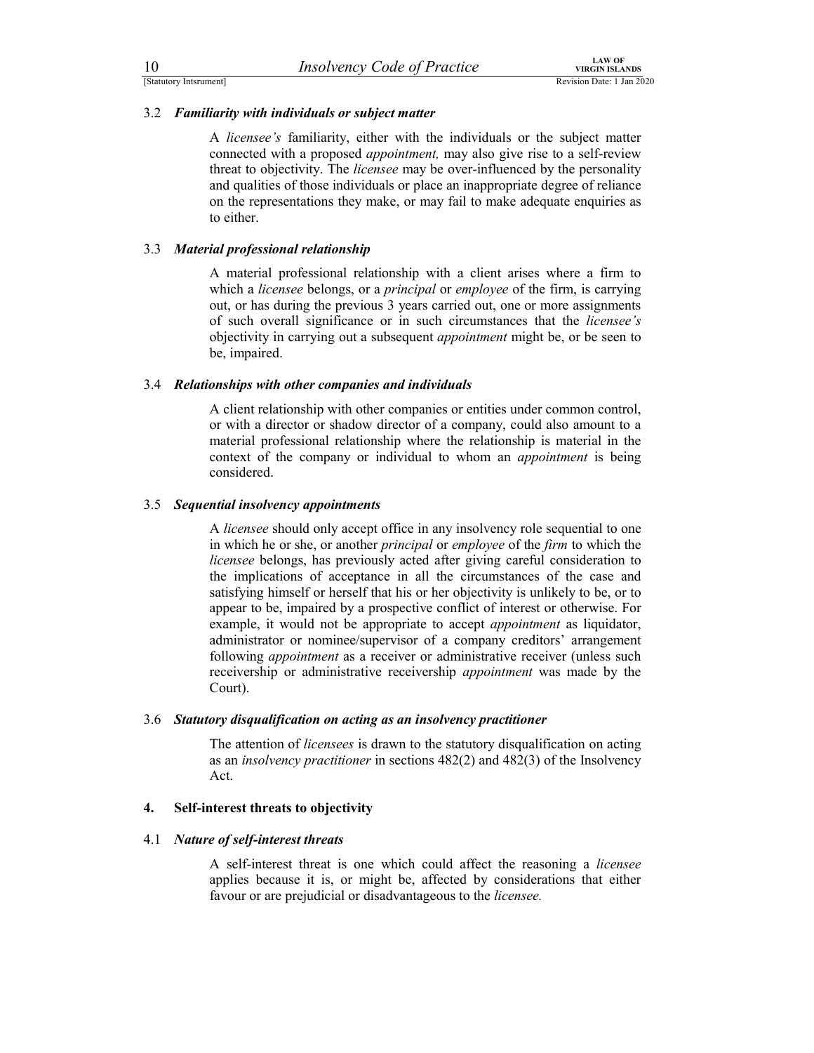### 3.2 *Familiarity with individuals or subject matter*

A *licensee's* familiarity, either with the individuals or the subject matter connected with a proposed *appointment,* may also give rise to a self-review threat to objectivity. The *licensee* may be over-influenced by the personality and qualities of those individuals or place an inappropriate degree of reliance on the representations they make, or may fail to make adequate enquiries as to either.

### 3.3 *Material professional relationship*

A material professional relationship with a client arises where a firm to which a *licensee* belongs, or a *principal* or *employee* of the firm, is carrying out, or has during the previous 3 years carried out, one or more assignments of such overall significance or in such circumstances that the *licensee's* objectivity in carrying out a subsequent *appointment* might be, or be seen to be, impaired.

### 3.4 *Relationships with other companies and individuals*

A client relationship with other companies or entities under common control, or with a director or shadow director of a company, could also amount to a material professional relationship where the relationship is material in the context of the company or individual to whom an *appointment* is being considered.

### 3.5 *Sequential insolvency appointments*

A *licensee* should only accept office in any insolvency role sequential to one in which he or she, or another *principal* or *employee* of the *firm* to which the *licensee* belongs, has previously acted after giving careful consideration to the implications of acceptance in all the circumstances of the case and satisfying himself or herself that his or her objectivity is unlikely to be, or to appear to be, impaired by a prospective conflict of interest or otherwise. For example, it would not be appropriate to accept *appointment* as liquidator, administrator or nominee/supervisor of a company creditors' arrangement following *appointment* as a receiver or administrative receiver (unless such receivership or administrative receivership *appointment* was made by the Court).

### 3.6 *Statutory disqualification on acting as an insolvency practitioner*

The attention of *licensees* is drawn to the statutory disqualification on acting as an *insolvency practitioner* in sections 482(2) and 482(3) of the Insolvency Act.

## 4. Self-interest threats to objectivity

### 4.1 *Nature of self-interest threats*

A self-interest threat is one which could affect the reasoning a *licensee* applies because it is, or might be, affected by considerations that either favour or are prejudicial or disadvantageous to the *licensee.*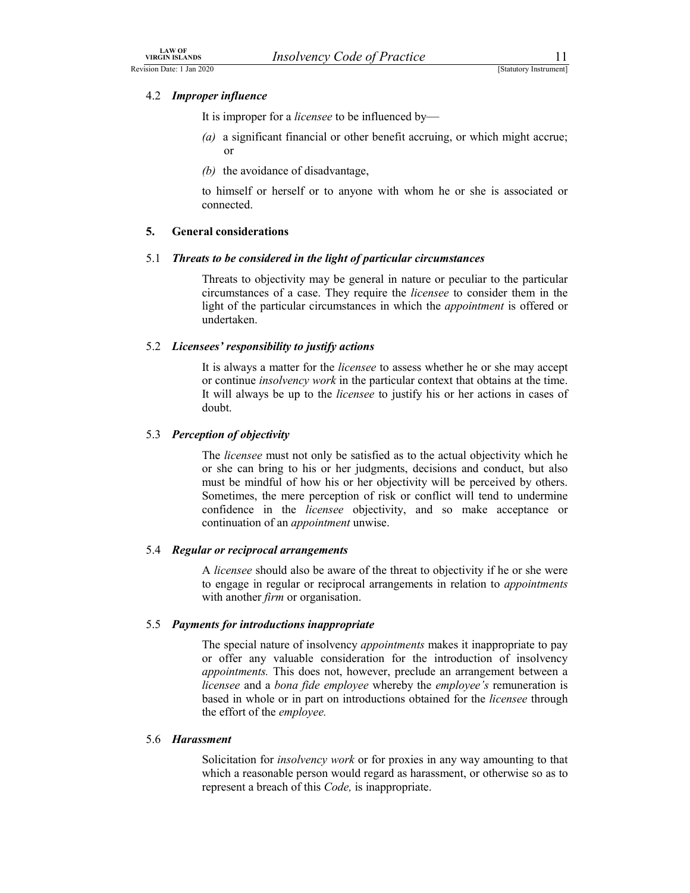### 4.2 *Improper influence*

It is improper for a *licensee* to be influenced by—

*(a)* a significant financial or other benefit accruing, or which might accrue; or

*(b)* the avoidance of disadvantage,

to himself or herself or to anyone with whom he or she is associated or connected.

## 5. General considerations

### 5.1 *Threats to be considered in the light of particular circumstances*

Threats to objectivity may be general in nature or peculiar to the particular circumstances of a case. They require the *licensee* to consider them in the light of the particular circumstances in which the *appointment* is offered or undertaken.

### 5.2 *Licensees' responsibility to justify actions*

It is always a matter for the *licensee* to assess whether he or she may accept or continue *insolvency work* in the particular context that obtains at the time. It will always be up to the *licensee* to justify his or her actions in cases of doubt.

### 5.3 *Perception of objectivity*

The *licensee* must not only be satisfied as to the actual objectivity which he or she can bring to his or her judgments, decisions and conduct, but also must be mindful of how his or her objectivity will be perceived by others. Sometimes, the mere perception of risk or conflict will tend to undermine confidence in the *licensee* objectivity, and so make acceptance or continuation of an *appointment* unwise.

### 5.4 *Regular or reciprocal arrangements*

A *licensee* should also be aware of the threat to objectivity if he or she were to engage in regular or reciprocal arrangements in relation to *appointments* with another *firm* or organisation.

### 5.5 *Payments for introductions inappropriate*

The special nature of insolvency *appointments* makes it inappropriate to pay or offer any valuable consideration for the introduction of insolvency *appointments.* This does not, however, preclude an arrangement between a *licensee* and a *bona fide employee* whereby the *employee's* remuneration is based in whole or in part on introductions obtained for the *licensee* through the effort of the *employee.*

### 5.6 *Harassment*

Solicitation for *insolvency work* or for proxies in any way amounting to that which a reasonable person would regard as harassment, or otherwise so as to represent a breach of this *Code,* is inappropriate.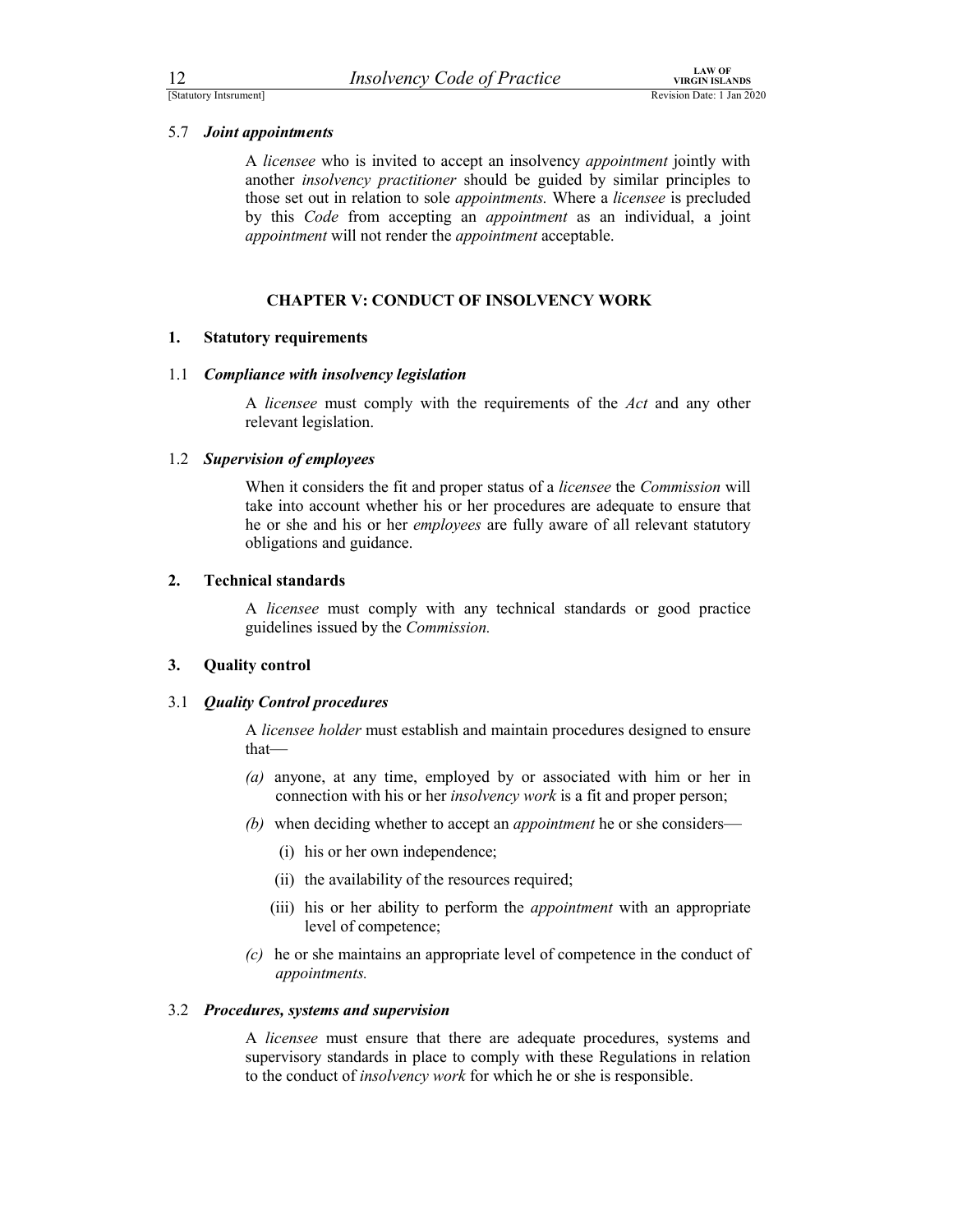### 5.7 *Joint appointments*

A *licensee* who is invited to accept an insolvency *appointment* jointly with another *insolvency practitioner* should be guided by similar principles to those set out in relation to sole *appointments.* Where a *licensee* is precluded by this *Code* from accepting an *appointment* as an individual, a joint *appointment* will not render the *appointment* acceptable.

## CHAPTER V: CONDUCT OF INSOLVENCY WORK

### 1. Statutory requirements

### 1.1 *Compliance with insolvency legislation*

A *licensee* must comply with the requirements of the *Act* and any other relevant legislation.

### 1.2 *Supervision of employees*

When it considers the fit and proper status of a *licensee* the *Commission* will take into account whether his or her procedures are adequate to ensure that he or she and his or her *employees* are fully aware of all relevant statutory obligations and guidance.

### 2. Technical standards

A *licensee* must comply with any technical standards or good practice guidelines issued by the *Commission.*

### 3. Quality control

### 3.1 *Quality Control procedures*

A *licensee holder* must establish and maintain procedures designed to ensure that—

*(a)* anyone, at any time, employed by or associated with him or her in connection with his or her *insolvency work* is a fit and proper person;

*(b)* when deciding whether to accept an *appointment* he or she considers—

(i) his or her own independence;

(ii) the availability of the resources required;

(iii) his or her ability to perform the *appointment* with an appropriate level of competence;

*(c)* he or she maintains an appropriate level of competence in the conduct of *appointments.*

### 3.2 *Procedures, systems and supervision*

A *licensee* must ensure that there are adequate procedures, systems and supervisory standards in place to comply with these Regulations in relation to the conduct of *insolvency work* for which he or she is responsible.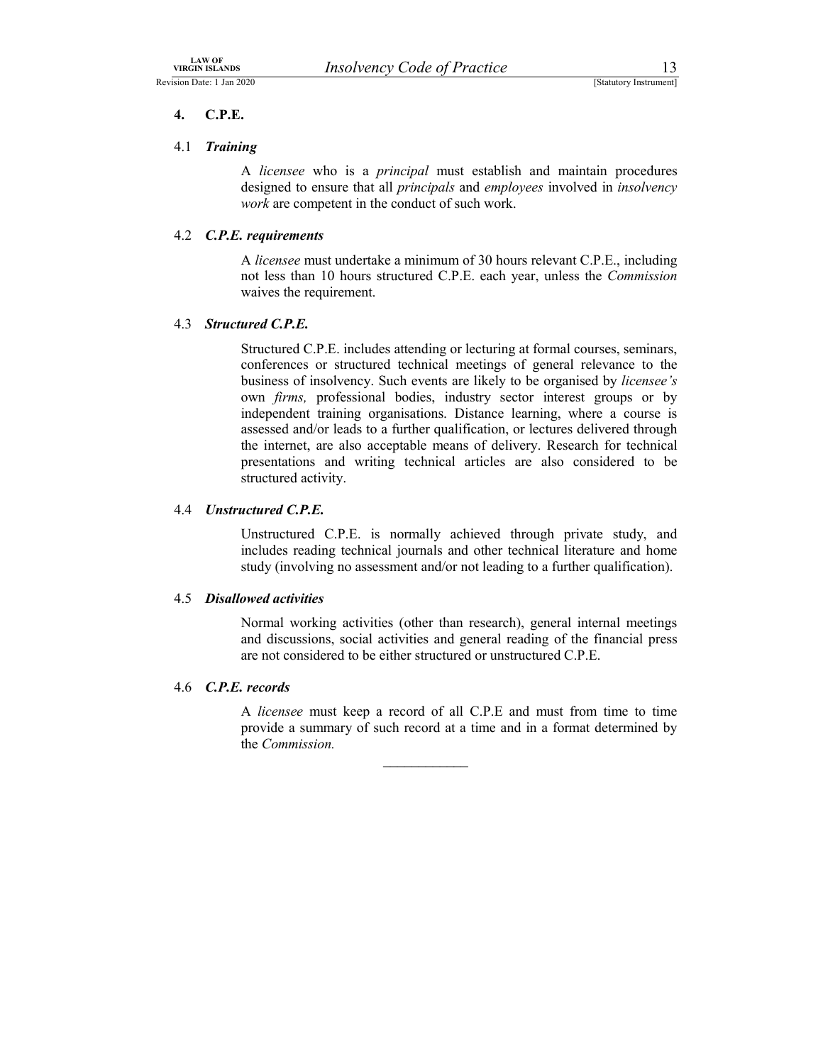## 4. C.P.E.

### 4.1 *Training*

A *licensee* who is a *principal* must establish and maintain procedures designed to ensure that all *principals* and *employees* involved in *insolvency work* are competent in the conduct of such work.

### 4.2 *C.P.E. requirements*

A *licensee* must undertake a minimum of 30 hours relevant C.P.E., including not less than 10 hours structured C.P.E. each year, unless the *Commission* waives the requirement.

### 4.3 *Structured C.P.E.*

Structured C.P.E. includes attending or lecturing at formal courses, seminars, conferences or structured technical meetings of general relevance to the business of insolvency. Such events are likely to be organised by *licensee's* own *firms,* professional bodies, industry sector interest groups or by independent training organisations. Distance learning, where a course is assessed and/or leads to a further qualification, or lectures delivered through the internet, are also acceptable means of delivery. Research for technical presentations and writing technical articles are also considered to be structured activity.

### 4.4 *Unstructured C.P.E.*

Unstructured C.P.E. is normally achieved through private study, and includes reading technical journals and other technical literature and home study (involving no assessment and/or not leading to a further qualification).

### 4.5 *Disallowed activities*

Normal working activities (other than research), general internal meetings and discussions, social activities and general reading of the financial press are not considered to be either structured or unstructured C.P.E.

### 4.6 *C.P.E. records*

A *licensee* must keep a record of all C.P.E and must from time to time provide a summary of such record at a time and in a format determined by the *Commission.*

---